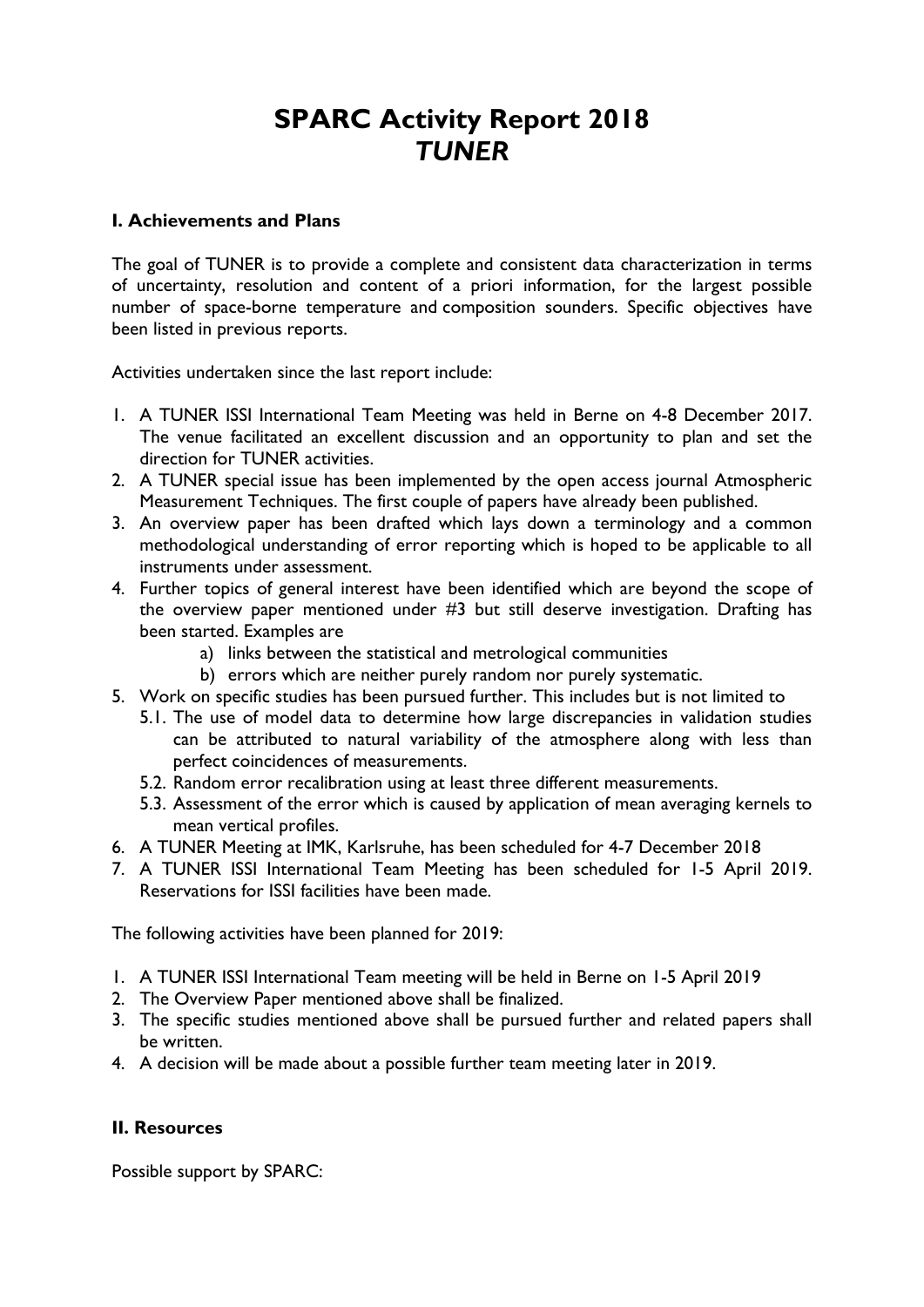# SPARC Activity Report 2018
## *TUNER*

### I. Achievements and Plans

The goal of TUNER is to provide a complete and consistent data characterization in terms of uncertainty, resolution and content of a priori information, for the largest possible number of space-borne temperature and composition sounders. Specific objectives have been listed in previous reports.

Activities undertaken since the last report include:

1. A TUNER ISSI International Team Meeting was held in Berne on 4-8 December 2017. The venue facilitated an excellent discussion and an opportunity to plan and set the direction for TUNER activities.
2. A TUNER special issue has been implemented by the open access journal Atmospheric Measurement Techniques. The first couple of papers have already been published.
3. An overview paper has been drafted which lays down a terminology and a common methodological understanding of error reporting which is hoped to be applicable to all instruments under assessment.
4. Further topics of general interest have been identified which are beyond the scope of the overview paper mentioned under #3 but still deserve investigation. Drafting has been started. Examples are
   a) links between the statistical and metrological communities
   b) errors which are neither purely random nor purely systematic.
5. Work on specific studies has been pursued further. This includes but is not limited to
   5.1. The use of model data to determine how large discrepancies in validation studies can be attributed to natural variability of the atmosphere along with less than perfect coincidences of measurements.
   5.2. Random error recalibration using at least three different measurements.
   5.3. Assessment of the error which is caused by application of mean averaging kernels to mean vertical profiles.
6. A TUNER Meeting at IMK, Karlsruhe, has been scheduled for 4-7 December 2018
7. A TUNER ISSI International Team Meeting has been scheduled for 1-5 April 2019. Reservations for ISSI facilities have been made.

The following activities have been planned for 2019:

1. A TUNER ISSI International Team meeting will be held in Berne on 1-5 April 2019
2. The Overview Paper mentioned above shall be finalized.
3. The specific studies mentioned above shall be pursued further and related papers shall be written.
4. A decision will be made about a possible further team meeting later in 2019.

### II. Resources

Possible support by SPARC: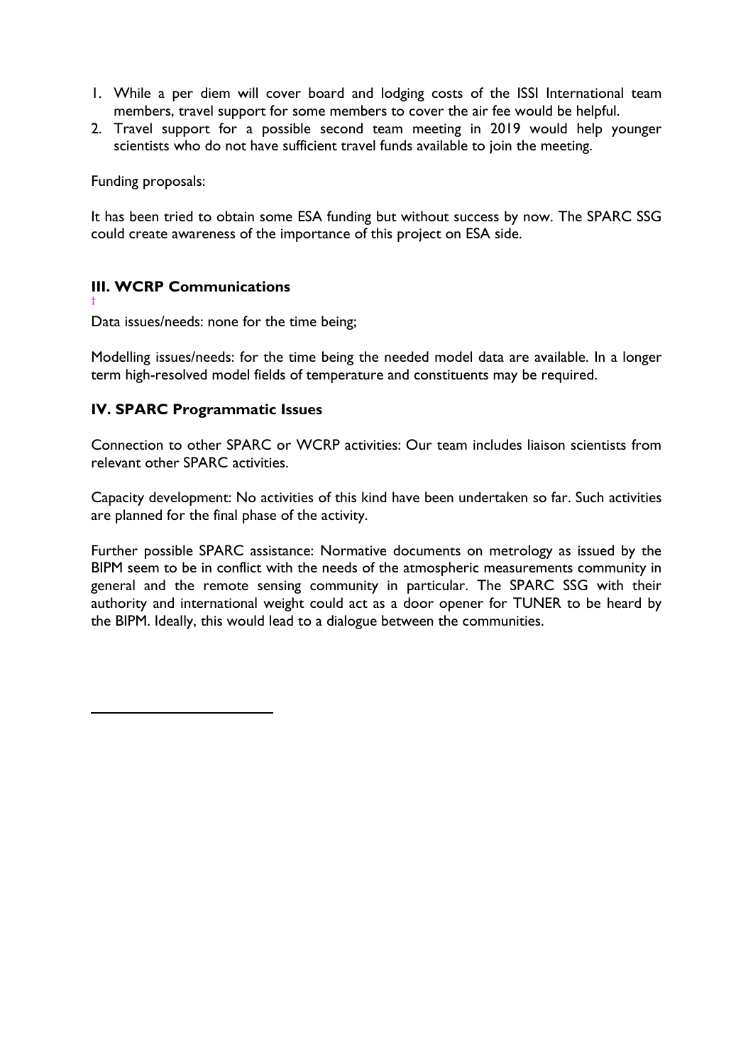1. While a per diem will cover board and lodging costs of the ISSI International team members, travel support for some members to cover the air fee would be helpful.
2. Travel support for a possible second team meeting in 2019 would help younger scientists who do not have sufficient travel funds available to join the meeting.

Funding proposals:

It has been tried to obtain some ESA funding but without success by now. The SPARC SSG could create awareness of the importance of this project on ESA side.

### III. WCRP Communications

†

Data issues/needs: none for the time being;

Modelling issues/needs: for the time being the needed model data are available. In a longer term high-resolved model fields of temperature and constituents may be required.

### IV. SPARC Programmatic Issues

Connection to other SPARC or WCRP activities: Our team includes liaison scientists from relevant other SPARC activities.

Capacity development: No activities of this kind have been undertaken so far. Such activities are planned for the final phase of the activity.

Further possible SPARC assistance: Normative documents on metrology as issued by the BIPM seem to be in conflict with the needs of the atmospheric measurements community in general and the remote sensing community in particular. The SPARC SSG with their authority and international weight could act as a door opener for TUNER to be heard by the BIPM. Ideally, this would lead to a dialogue between the communities.